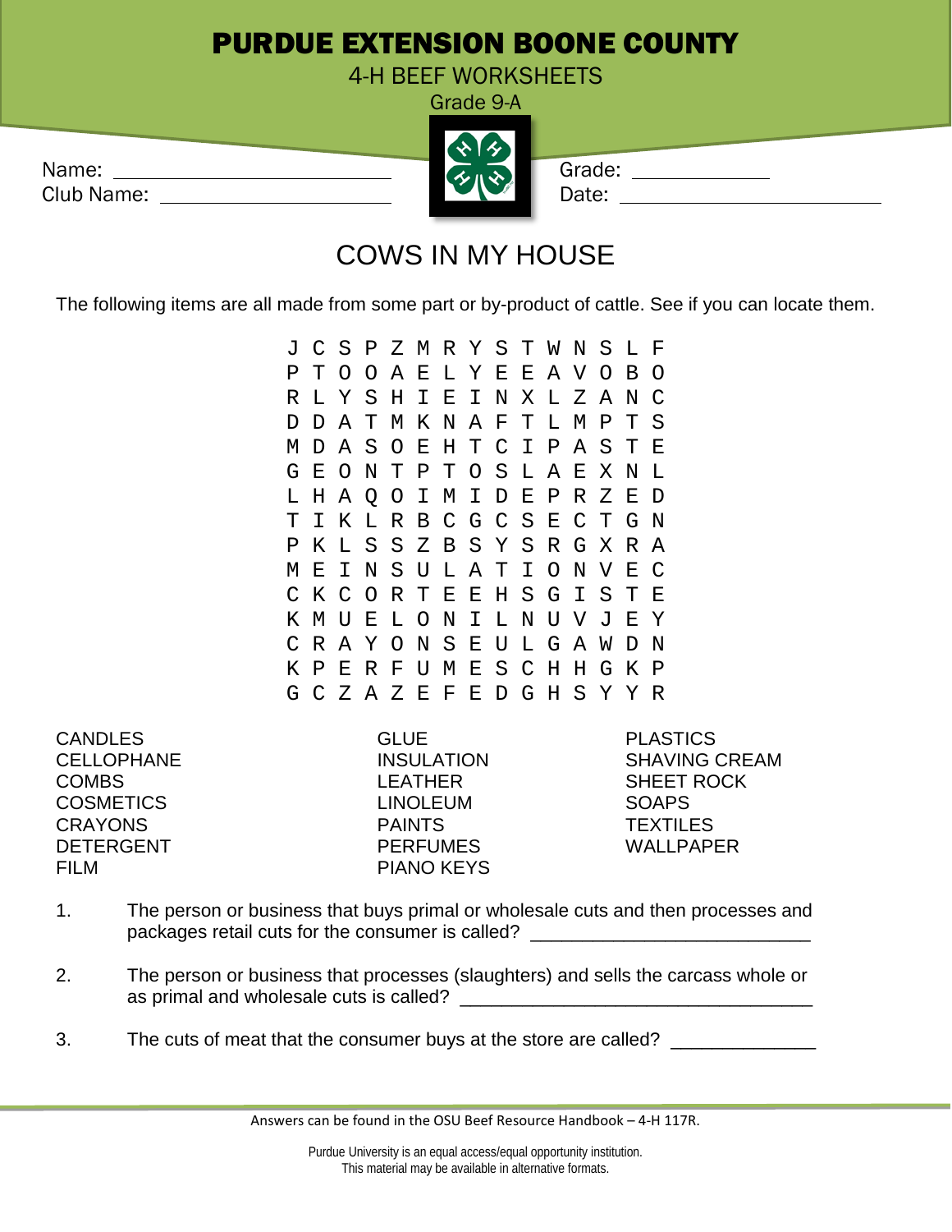# PURDUE EXTENSION BOONE COUNTY

4-H BEEF WORKSHEETS

Grade 9-A

Name: ____________________ Grade: __________

Club Name: ____________________ Date: ____________________

## COWS IN MY HOUSE

The following items are all made from some part or by-product of cattle. See if you can locate them.

```
J C S P Z M R Y S T W N S L F
P T O O A E L Y E E A V O B O
R L Y S H I E I N X L Z A N C
D D A T M K N A F T L M P T S
M D A S O E H T C I P A S T E
G E O N T P T O S L A E X N L
L H A Q O I M I D E P R Z E D
T I K L R B C G C S E C T G N
P K L S S Z B S Y S R G X R A
M E I N S U L A T I O N V E C
C K C O R T E E H S G I S T E
K M U E L O N I L N U V J E Y
C R A Y O N S E U L G A W D N
K P E R F U M E S C H H G K P
G C Z A Z E F E D G H S Y Y R
```

| | | |
|---|---|---|
| CANDLES | GLUE | PLASTICS |
| CELLOPHANE | INSULATION | SHAVING CREAM |
| COMBS | LEATHER | SHEET ROCK |
| COSMETICS | LINOLEUM | SOAPS |
| CRAYONS | PAINTS | TEXTILES |
| DETERGENT | PERFUMES | WALLPAPER |
| FILM | PIANO KEYS | |

1. The person or business that buys primal or wholesale cuts and then processes and packages retail cuts for the consumer is called? ____________________________

2. The person or business that processes (slaughters) and sells the carcass whole or as primal and wholesale cuts is called? ____________________________________

3. The cuts of meat that the consumer buys at the store are called? ______________

Answers can be found in the OSU Beef Resource Handbook – 4-H 117R.

Purdue University is an equal access/equal opportunity institution.
This material may be available in alternative formats.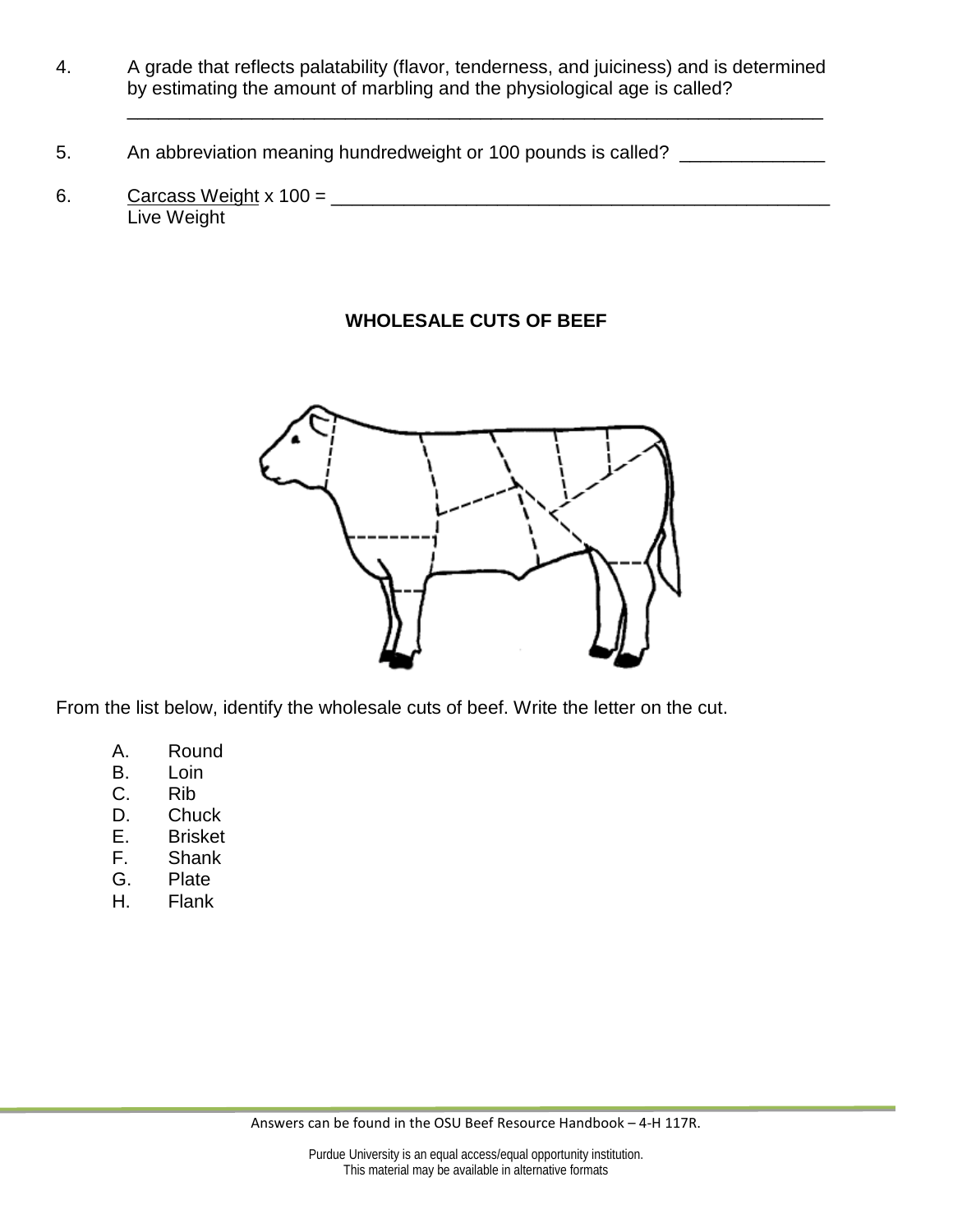4. A grade that reflects palatability (flavor, tenderness, and juiciness) and is determined by estimating the amount of marbling and the physiological age is called?
______________________________________________________________________

5. An abbreviation meaning hundredweight or 100 pounds is called? ______________

6. $\frac{\text{Carcass Weight}}{\text{Live Weight}} \times 100$ = ______________________________________________

**WHOLESALE CUTS OF BEEF**

From the list below, identify the wholesale cuts of beef. Write the letter on the cut.

A. Round
B. Loin
C. Rib
D. Chuck
E. Brisket
F. Shank
G. Plate
H. Flank

Answers can be found in the OSU Beef Resource Handbook – 4-H 117R.

Purdue University is an equal access/equal opportunity institution.
This material may be available in alternative formats